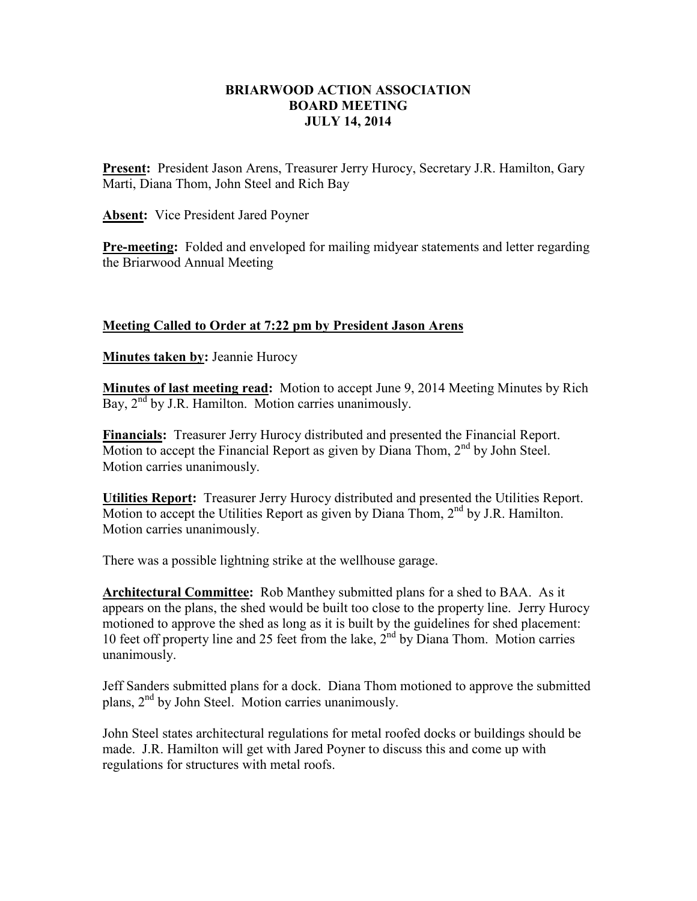# BRIARWOOD ACTION ASSOCIATION
## BOARD MEETING
## JULY 14, 2014

**Present:** President Jason Arens, Treasurer Jerry Hurocy, Secretary J.R. Hamilton, Gary Marti, Diana Thom, John Steel and Rich Bay

**Absent:** Vice President Jared Poyner

**Pre-meeting:** Folded and enveloped for mailing midyear statements and letter regarding the Briarwood Annual Meeting

**Meeting Called to Order at 7:22 pm by President Jason Arens**

**Minutes taken by:** Jeannie Hurocy

**Minutes of last meeting read:** Motion to accept June 9, 2014 Meeting Minutes by Rich Bay, 2nd by J.R. Hamilton. Motion carries unanimously.

**Financials:** Treasurer Jerry Hurocy distributed and presented the Financial Report. Motion to accept the Financial Report as given by Diana Thom, 2nd by John Steel. Motion carries unanimously.

**Utilities Report:** Treasurer Jerry Hurocy distributed and presented the Utilities Report. Motion to accept the Utilities Report as given by Diana Thom, 2nd by J.R. Hamilton. Motion carries unanimously.

There was a possible lightning strike at the wellhouse garage.

**Architectural Committee:** Rob Manthey submitted plans for a shed to BAA. As it appears on the plans, the shed would be built too close to the property line. Jerry Hurocy motioned to approve the shed as long as it is built by the guidelines for shed placement: 10 feet off property line and 25 feet from the lake, 2nd by Diana Thom. Motion carries unanimously.

Jeff Sanders submitted plans for a dock. Diana Thom motioned to approve the submitted plans, 2nd by John Steel. Motion carries unanimously.

John Steel states architectural regulations for metal roofed docks or buildings should be made. J.R. Hamilton will get with Jared Poyner to discuss this and come up with regulations for structures with metal roofs.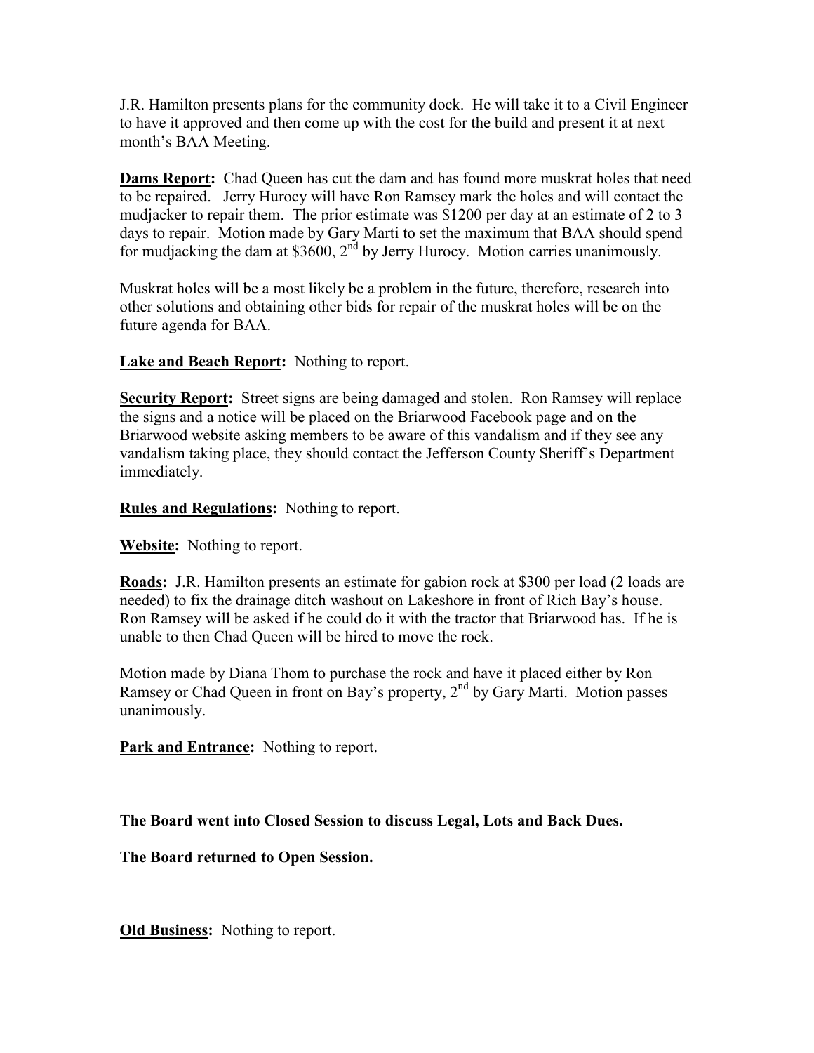J.R. Hamilton presents plans for the community dock. He will take it to a Civil Engineer to have it approved and then come up with the cost for the build and present it at next month's BAA Meeting.

**Dams Report:** Chad Queen has cut the dam and has found more muskrat holes that need to be repaired. Jerry Hurocy will have Ron Ramsey mark the holes and will contact the mudjacker to repair them. The prior estimate was $1200 per day at an estimate of 2 to 3 days to repair. Motion made by Gary Marti to set the maximum that BAA should spend for mudjacking the dam at $3600, 2nd by Jerry Hurocy. Motion carries unanimously.

Muskrat holes will be a most likely be a problem in the future, therefore, research into other solutions and obtaining other bids for repair of the muskrat holes will be on the future agenda for BAA.

**Lake and Beach Report:** Nothing to report.

**Security Report:** Street signs are being damaged and stolen. Ron Ramsey will replace the signs and a notice will be placed on the Briarwood Facebook page and on the Briarwood website asking members to be aware of this vandalism and if they see any vandalism taking place, they should contact the Jefferson County Sheriff's Department immediately.

**Rules and Regulations:** Nothing to report.

**Website:** Nothing to report.

**Roads:** J.R. Hamilton presents an estimate for gabion rock at $300 per load (2 loads are needed) to fix the drainage ditch washout on Lakeshore in front of Rich Bay's house. Ron Ramsey will be asked if he could do it with the tractor that Briarwood has. If he is unable to then Chad Queen will be hired to move the rock.

Motion made by Diana Thom to purchase the rock and have it placed either by Ron Ramsey or Chad Queen in front on Bay's property, 2nd by Gary Marti. Motion passes unanimously.

**Park and Entrance:** Nothing to report.

**The Board went into Closed Session to discuss Legal, Lots and Back Dues.**

**The Board returned to Open Session.**

**Old Business:** Nothing to report.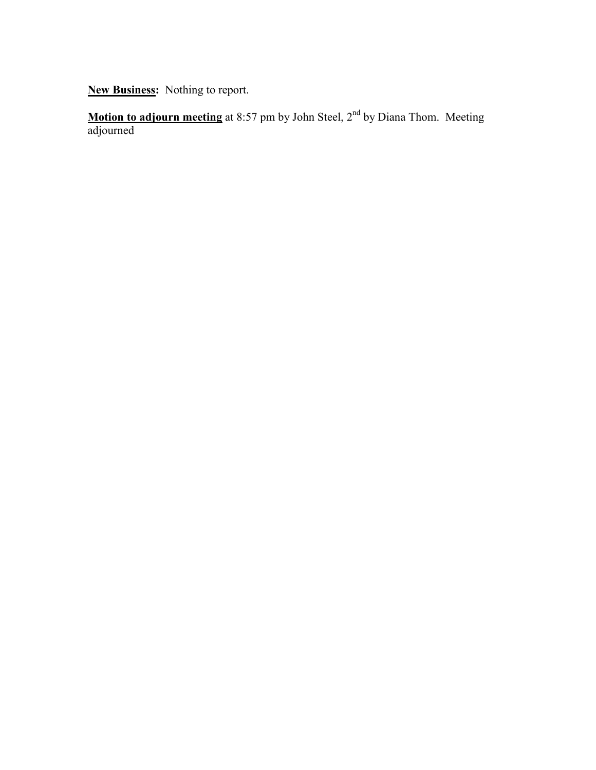**New Business:** Nothing to report.

**Motion to adjourn meeting** at 8:57 pm by John Steel, 2nd by Diana Thom. Meeting adjourned